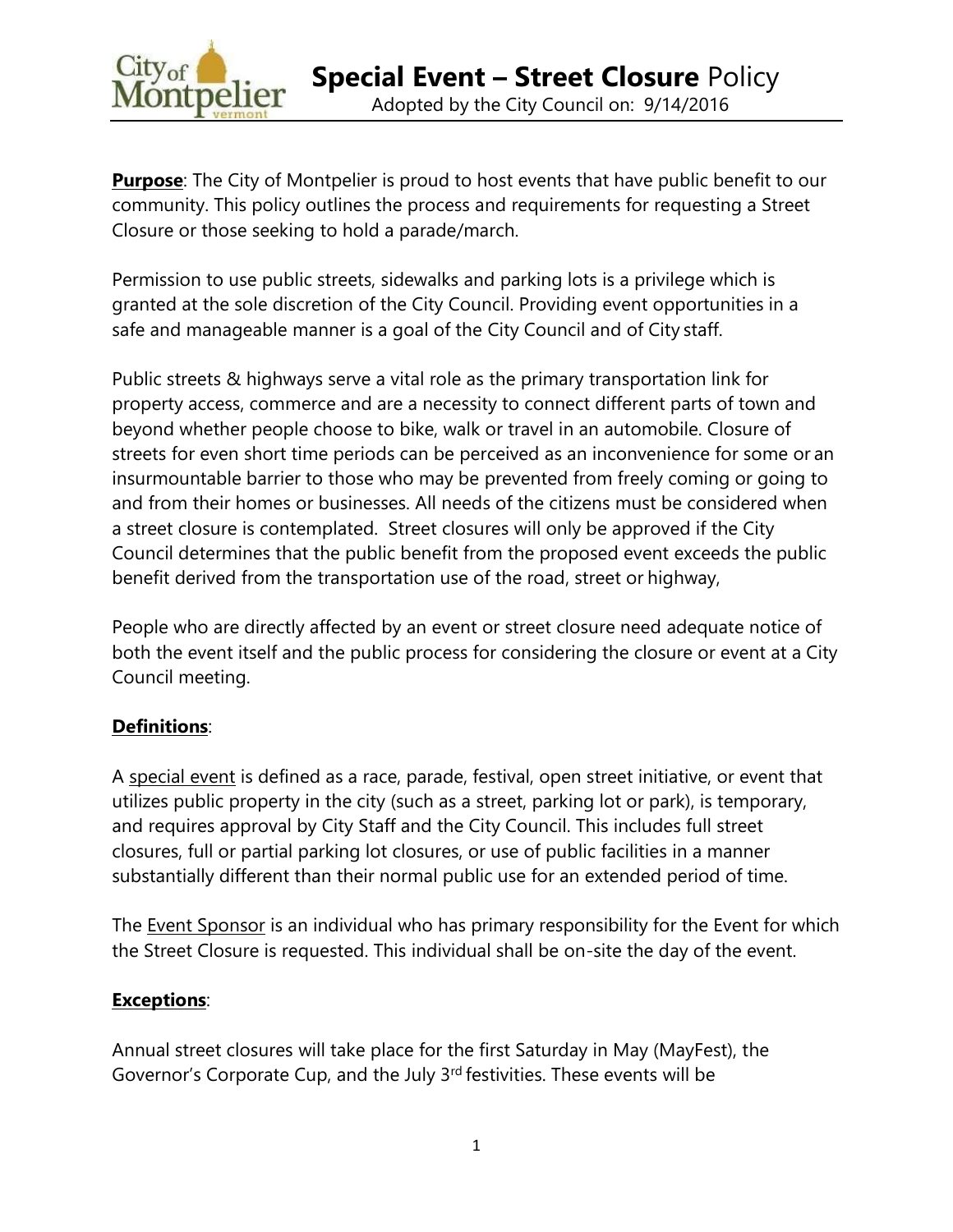# Special Event – Street Closure Policy

Adopted by the City Council on: 9/14/2016

**Purpose**: The City of Montpelier is proud to host events that have public benefit to our community. This policy outlines the process and requirements for requesting a Street Closure or those seeking to hold a parade/march.

Permission to use public streets, sidewalks and parking lots is a privilege which is granted at the sole discretion of the City Council. Providing event opportunities in a safe and manageable manner is a goal of the City Council and of City staff.

Public streets & highways serve a vital role as the primary transportation link for property access, commerce and are a necessity to connect different parts of town and beyond whether people choose to bike, walk or travel in an automobile. Closure of streets for even short time periods can be perceived as an inconvenience for some or an insurmountable barrier to those who may be prevented from freely coming or going to and from their homes or businesses. All needs of the citizens must be considered when a street closure is contemplated. Street closures will only be approved if the City Council determines that the public benefit from the proposed event exceeds the public benefit derived from the transportation use of the road, street or highway,

People who are directly affected by an event or street closure need adequate notice of both the event itself and the public process for considering the closure or event at a City Council meeting.

**Definitions**:

A special event is defined as a race, parade, festival, open street initiative, or event that utilizes public property in the city (such as a street, parking lot or park), is temporary, and requires approval by City Staff and the City Council. This includes full street closures, full or partial parking lot closures, or use of public facilities in a manner substantially different than their normal public use for an extended period of time.

The Event Sponsor is an individual who has primary responsibility for the Event for which the Street Closure is requested. This individual shall be on-site the day of the event.

**Exceptions**:

Annual street closures will take place for the first Saturday in May (MayFest), the Governor's Corporate Cup, and the July 3rd festivities. These events will be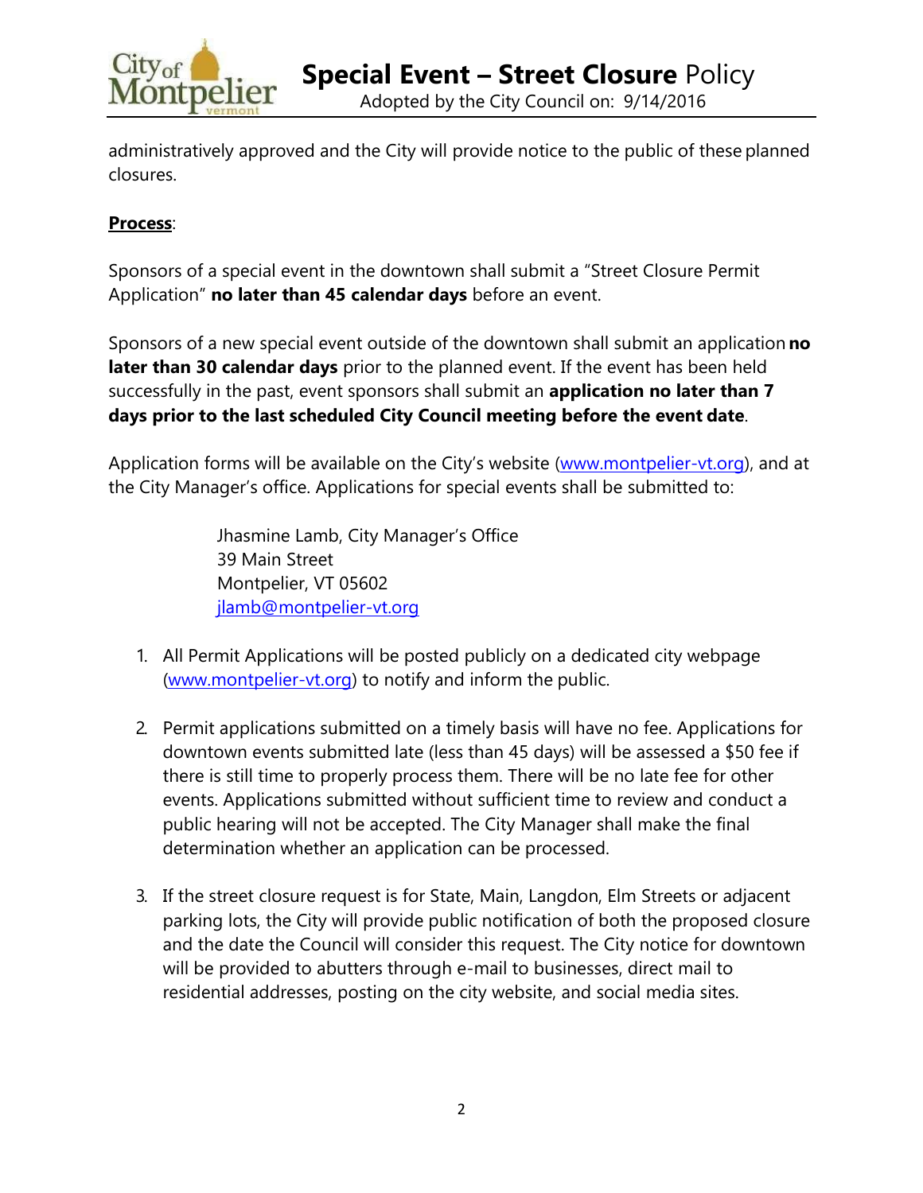administratively approved and the City will provide notice to the public of these planned closures.

**<u>Process</u>**:

Sponsors of a special event in the downtown shall submit a "Street Closure Permit Application" **no later than 45 calendar days** before an event.

Sponsors of a new special event outside of the downtown shall submit an application **no later than 30 calendar days** prior to the planned event. If the event has been held successfully in the past, event sponsors shall submit an **application no later than 7 days prior to the last scheduled City Council meeting before the event date**.

Application forms will be available on the City's website ([www.montpelier-vt.org](http://www.montpelier-vt.org)), and at the City Manager's office. Applications for special events shall be submitted to:

> Jhasmine Lamb, City Manager's Office
> 39 Main Street
> Montpelier, VT 05602
> [jlamb@montpelier-vt.org](mailto:jlamb@montpelier-vt.org)

1. All Permit Applications will be posted publicly on a dedicated city webpage ([www.montpelier-vt.org](http://www.montpelier-vt.org)) to notify and inform the public.

2. Permit applications submitted on a timely basis will have no fee. Applications for downtown events submitted late (less than 45 days) will be assessed a $50 fee if there is still time to properly process them. There will be no late fee for other events. Applications submitted without sufficient time to review and conduct a public hearing will not be accepted. The City Manager shall make the final determination whether an application can be processed.

3. If the street closure request is for State, Main, Langdon, Elm Streets or adjacent parking lots, the City will provide public notification of both the proposed closure and the date the Council will consider this request. The City notice for downtown will be provided to abutters through e-mail to businesses, direct mail to residential addresses, posting on the city website, and social media sites.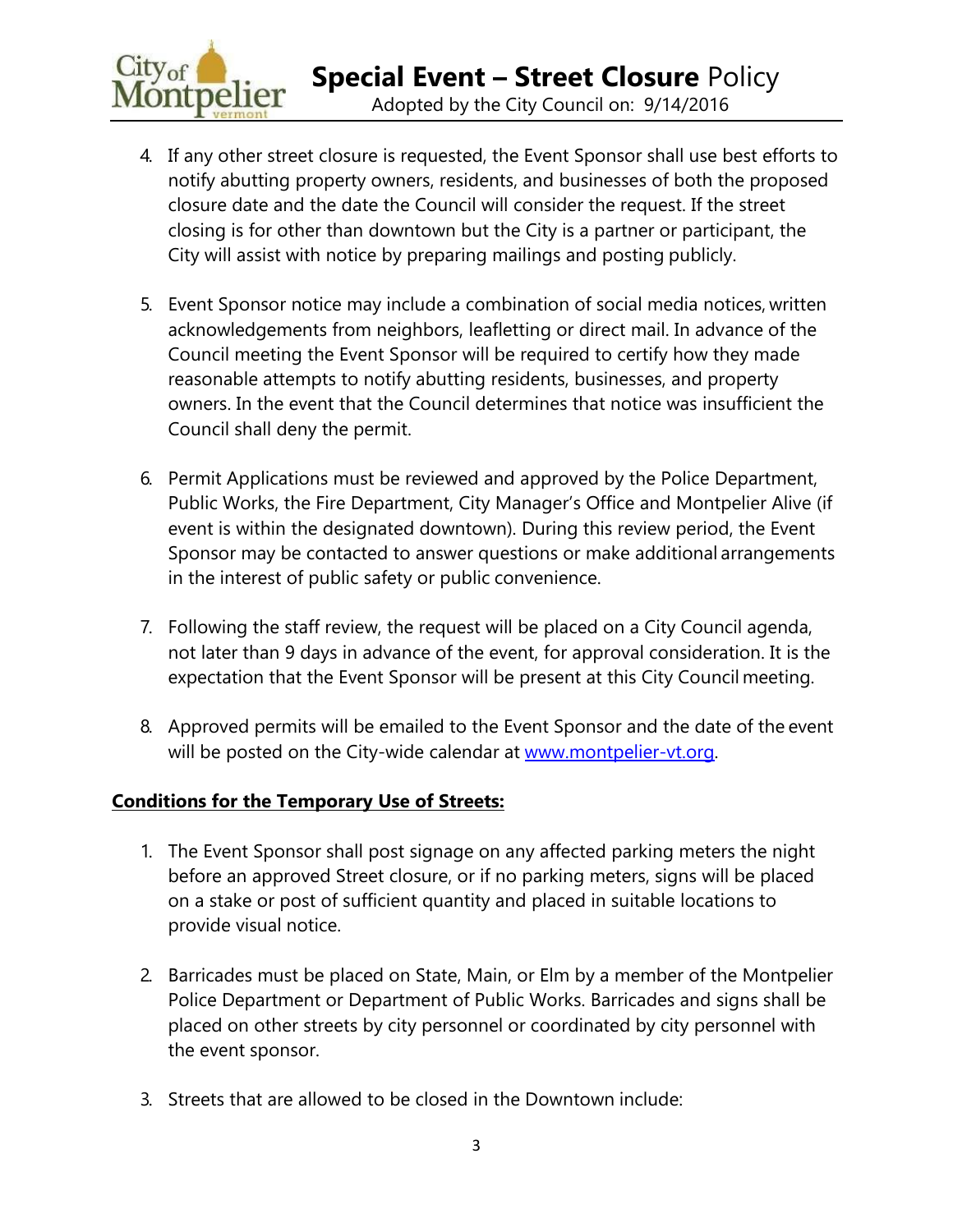4. If any other street closure is requested, the Event Sponsor shall use best efforts to notify abutting property owners, residents, and businesses of both the proposed closure date and the date the Council will consider the request. If the street closing is for other than downtown but the City is a partner or participant, the City will assist with notice by preparing mailings and posting publicly.

5. Event Sponsor notice may include a combination of social media notices, written acknowledgements from neighbors, leafletting or direct mail. In advance of the Council meeting the Event Sponsor will be required to certify how they made reasonable attempts to notify abutting residents, businesses, and property owners. In the event that the Council determines that notice was insufficient the Council shall deny the permit.

6. Permit Applications must be reviewed and approved by the Police Department, Public Works, the Fire Department, City Manager's Office and Montpelier Alive (if event is within the designated downtown). During this review period, the Event Sponsor may be contacted to answer questions or make additional arrangements in the interest of public safety or public convenience.

7. Following the staff review, the request will be placed on a City Council agenda, not later than 9 days in advance of the event, for approval consideration. It is the expectation that the Event Sponsor will be present at this City Council meeting.

8. Approved permits will be emailed to the Event Sponsor and the date of the event will be posted on the City-wide calendar at [www.montpelier-vt.org](http://www.montpelier-vt.org).

**Conditions for the Temporary Use of Streets:**

1. The Event Sponsor shall post signage on any affected parking meters the night before an approved Street closure, or if no parking meters, signs will be placed on a stake or post of sufficient quantity and placed in suitable locations to provide visual notice.

2. Barricades must be placed on State, Main, or Elm by a member of the Montpelier Police Department or Department of Public Works. Barricades and signs shall be placed on other streets by city personnel or coordinated by city personnel with the event sponsor.

3. Streets that are allowed to be closed in the Downtown include: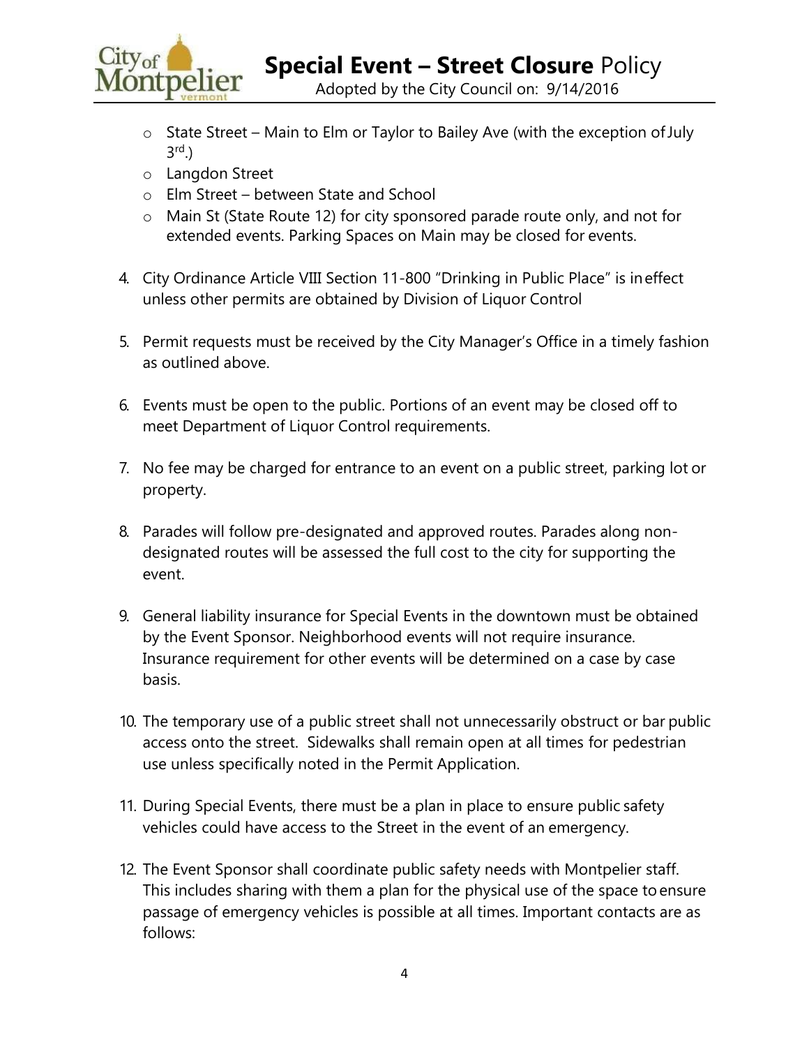- State Street – Main to Elm or Taylor to Bailey Ave (with the exception of July 3rd.)
- Langdon Street
- Elm Street – between State and School
- Main St (State Route 12) for city sponsored parade route only, and not for extended events. Parking Spaces on Main may be closed for events.

4. City Ordinance Article VIII Section 11-800 "Drinking in Public Place" is in effect unless other permits are obtained by Division of Liquor Control

5. Permit requests must be received by the City Manager's Office in a timely fashion as outlined above.

6. Events must be open to the public. Portions of an event may be closed off to meet Department of Liquor Control requirements.

7. No fee may be charged for entrance to an event on a public street, parking lot or property.

8. Parades will follow pre-designated and approved routes. Parades along non-designated routes will be assessed the full cost to the city for supporting the event.

9. General liability insurance for Special Events in the downtown must be obtained by the Event Sponsor. Neighborhood events will not require insurance. Insurance requirement for other events will be determined on a case by case basis.

10. The temporary use of a public street shall not unnecessarily obstruct or bar public access onto the street. Sidewalks shall remain open at all times for pedestrian use unless specifically noted in the Permit Application.

11. During Special Events, there must be a plan in place to ensure public safety vehicles could have access to the Street in the event of an emergency.

12. The Event Sponsor shall coordinate public safety needs with Montpelier staff. This includes sharing with them a plan for the physical use of the space to ensure passage of emergency vehicles is possible at all times. Important contacts are as follows: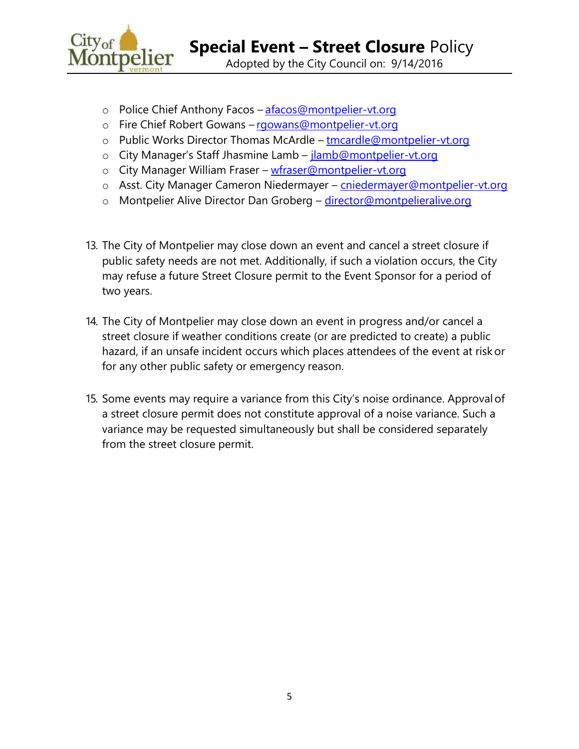- Police Chief Anthony Facos – afacos@montpelier-vt.org
- Fire Chief Robert Gowans – rgowans@montpelier-vt.org
- Public Works Director Thomas McArdle – tmcardle@montpelier-vt.org
- City Manager's Staff Jhasmine Lamb – jlamb@montpelier-vt.org
- City Manager William Fraser – wfraser@montpelier-vt.org
- Asst. City Manager Cameron Niedermayer – cniedermayer@montpelier-vt.org
- Montpelier Alive Director Dan Groberg – director@montpelieralive.org

13. The City of Montpelier may close down an event and cancel a street closure if public safety needs are not met. Additionally, if such a violation occurs, the City may refuse a future Street Closure permit to the Event Sponsor for a period of two years.

14. The City of Montpelier may close down an event in progress and/or cancel a street closure if weather conditions create (or are predicted to create) a public hazard, if an unsafe incident occurs which places attendees of the event at risk or for any other public safety or emergency reason.

15. Some events may require a variance from this City's noise ordinance. Approval of a street closure permit does not constitute approval of a noise variance. Such a variance may be requested simultaneously but shall be considered separately from the street closure permit.